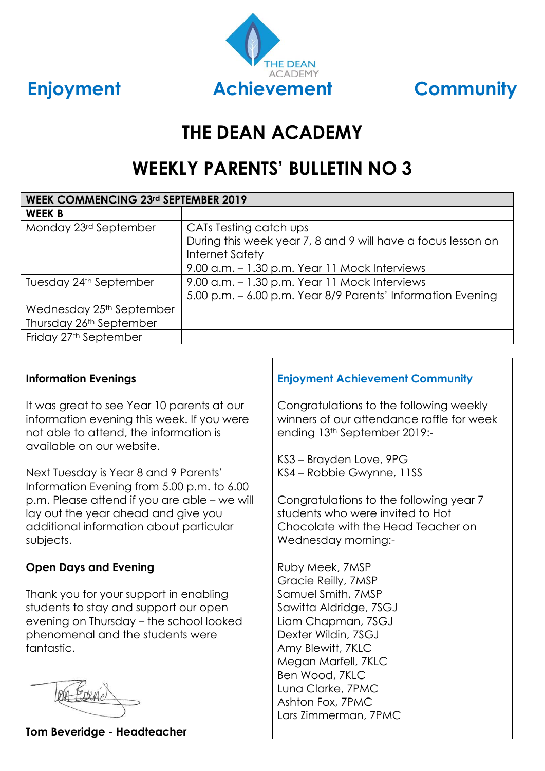Enjoyment **Achievement** Community

THE DEAN ACADEMY

# THE DEAN ACADEMY

## WEEKLY PARENTS' BULLETIN NO 3

| WEEK COMMENCING 23rd SEPTEMBER 2019 | |
|---|---|
| **WEEK B** | |
| Monday 23rd September | CATs Testing catch ups<br>During this week year 7, 8 and 9 will have a focus lesson on Internet Safety<br>9.00 a.m. – 1.30 p.m. Year 11 Mock Interviews |
| Tuesday 24th September | 9.00 a.m. – 1.30 p.m. Year 11 Mock Interviews<br>5.00 p.m. – 6.00 p.m. Year 8/9 Parents' Information Evening |
| Wednesday 25th September | |
| Thursday 26th September | |
| Friday 27th September | |

### Information Evenings

It was great to see Year 10 parents at our information evening this week. If you were not able to attend, the information is available on our website.

Next Tuesday is Year 8 and 9 Parents' Information Evening from 5.00 p.m. to 6.00 p.m. Please attend if you are able – we will lay out the year ahead and give you additional information about particular subjects.

### Open Days and Evening

Thank you for your support in enabling students to stay and support our open evening on Thursday – the school looked phenomenal and the students were fantastic.

**Tom Beveridge - Headteacher**

### Enjoyment Achievement Community

Congratulations to the following weekly winners of our attendance raffle for week ending 13th September 2019:-

KS3 – Brayden Love, 9PG
KS4 – Robbie Gwynne, 11SS

Congratulations to the following year 7 students who were invited to Hot Chocolate with the Head Teacher on Wednesday morning:-

Ruby Meek, 7MSP
Gracie Reilly, 7MSP
Samuel Smith, 7MSP
Sawitta Aldridge, 7SGJ
Liam Chapman, 7SGJ
Dexter Wildin, 7SGJ
Amy Blewitt, 7KLC
Megan Marfell, 7KLC
Ben Wood, 7KLC
Luna Clarke, 7PMC
Ashton Fox, 7PMC
Lars Zimmerman, 7PMC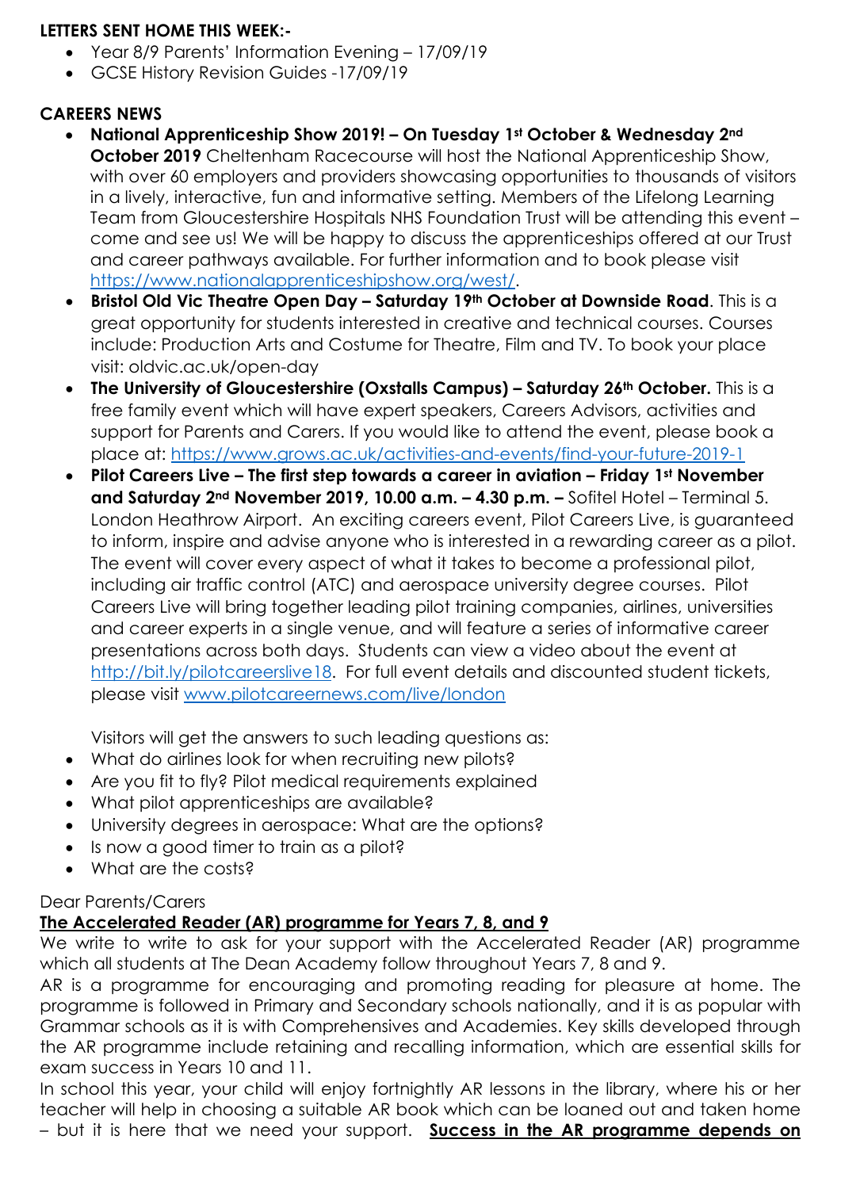**LETTERS SENT HOME THIS WEEK:-**

- Year 8/9 Parents' Information Evening – 17/09/19
- GCSE History Revision Guides -17/09/19

**CAREERS NEWS**

- **National Apprenticeship Show 2019! – On Tuesday 1st October & Wednesday 2nd October 2019** Cheltenham Racecourse will host the National Apprenticeship Show, with over 60 employers and providers showcasing opportunities to thousands of visitors in a lively, interactive, fun and informative setting. Members of the Lifelong Learning Team from Gloucestershire Hospitals NHS Foundation Trust will be attending this event – come and see us! We will be happy to discuss the apprenticeships offered at our Trust and career pathways available. For further information and to book please visit https://www.nationalapprenticeshipshow.org/west/.
- **Bristol Old Vic Theatre Open Day – Saturday 19th October at Downside Road**. This is a great opportunity for students interested in creative and technical courses. Courses include: Production Arts and Costume for Theatre, Film and TV. To book your place visit: oldvic.ac.uk/open-day
- **The University of Gloucestershire (Oxstalls Campus) – Saturday 26th October.** This is a free family event which will have expert speakers, Careers Advisors, activities and support for Parents and Carers. If you would like to attend the event, please book a place at: https://www.grows.ac.uk/activities-and-events/find-your-future-2019-1
- **Pilot Careers Live – The first step towards a career in aviation – Friday 1st November and Saturday 2nd November 2019, 10.00 a.m. – 4.30 p.m. –** Sofitel Hotel – Terminal 5. London Heathrow Airport. An exciting careers event, Pilot Careers Live, is guaranteed to inform, inspire and advise anyone who is interested in a rewarding career as a pilot. The event will cover every aspect of what it takes to become a professional pilot, including air traffic control (ATC) and aerospace university degree courses. Pilot Careers Live will bring together leading pilot training companies, airlines, universities and career experts in a single venue, and will feature a series of informative career presentations across both days. Students can view a video about the event at http://bit.ly/pilotcareerslive18. For full event details and discounted student tickets, please visit www.pilotcareernews.com/live/london

  Visitors will get the answers to such leading questions as:

- What do airlines look for when recruiting new pilots?
- Are you fit to fly? Pilot medical requirements explained
- What pilot apprenticeships are available?
- University degrees in aerospace: What are the options?
- Is now a good timer to train as a pilot?
- What are the costs?

Dear Parents/Carers

**The Accelerated Reader (AR) programme for Years 7, 8, and 9**

We write to write to ask for your support with the Accelerated Reader (AR) programme which all students at The Dean Academy follow throughout Years 7, 8 and 9.

AR is a programme for encouraging and promoting reading for pleasure at home. The programme is followed in Primary and Secondary schools nationally, and it is as popular with Grammar schools as it is with Comprehensives and Academies. Key skills developed through the AR programme include retaining and recalling information, which are essential skills for exam success in Years 10 and 11.

In school this year, your child will enjoy fortnightly AR lessons in the library, where his or her teacher will help in choosing a suitable AR book which can be loaned out and taken home – but it is here that we need your support. **Success in the AR programme depends on**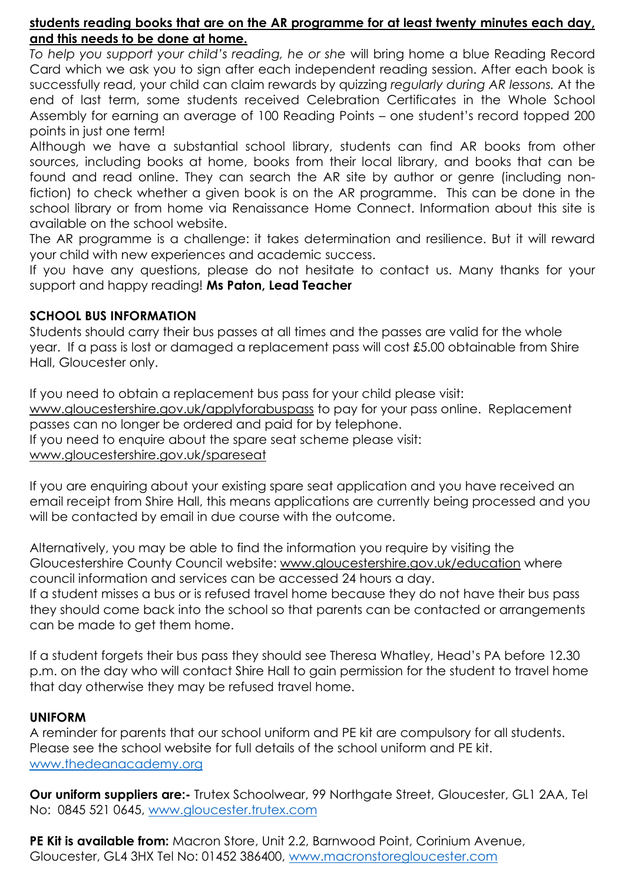**<u>students reading books that are on the AR programme for at least twenty minutes each day, and this needs to be done at home.</u>**

*To help you support your child's reading, he or she* will bring home a blue Reading Record Card which we ask you to sign after each independent reading session. After each book is successfully read, your child can claim rewards by quizzing *regularly during AR lessons.* At the end of last term, some students received Celebration Certificates in the Whole School Assembly for earning an average of 100 Reading Points – one student's record topped 200 points in just one term!

Although we have a substantial school library, students can find AR books from other sources, including books at home, books from their local library, and books that can be found and read online. They can search the AR site by author or genre (including non-fiction) to check whether a given book is on the AR programme. This can be done in the school library or from home via Renaissance Home Connect. Information about this site is available on the school website.

The AR programme is a challenge: it takes determination and resilience. But it will reward your child with new experiences and academic success.

If you have any questions, please do not hesitate to contact us. Many thanks for your support and happy reading! **Ms Paton, Lead Teacher**

**SCHOOL BUS INFORMATION**

Students should carry their bus passes at all times and the passes are valid for the whole year. If a pass is lost or damaged a replacement pass will cost £5.00 obtainable from Shire Hall, Gloucester only.

If you need to obtain a replacement bus pass for your child please visit:
www.gloucestershire.gov.uk/applyforabuspass to pay for your pass online. Replacement passes can no longer be ordered and paid for by telephone.
If you need to enquire about the spare seat scheme please visit:
www.gloucestershire.gov.uk/spareseat

If you are enquiring about your existing spare seat application and you have received an email receipt from Shire Hall, this means applications are currently being processed and you will be contacted by email in due course with the outcome.

Alternatively, you may be able to find the information you require by visiting the Gloucestershire County Council website: www.gloucestershire.gov.uk/education where council information and services can be accessed 24 hours a day.
If a student misses a bus or is refused travel home because they do not have their bus pass they should come back into the school so that parents can be contacted or arrangements can be made to get them home.

If a student forgets their bus pass they should see Theresa Whatley, Head's PA before 12.30 p.m. on the day who will contact Shire Hall to gain permission for the student to travel home that day otherwise they may be refused travel home.

**UNIFORM**

A reminder for parents that our school uniform and PE kit are compulsory for all students. Please see the school website for full details of the school uniform and PE kit.
www.thedeanacademy.org

**Our uniform suppliers are:-** Trutex Schoolwear, 99 Northgate Street, Gloucester, GL1 2AA, Tel No: 0845 521 0645, www.gloucester.trutex.com

**PE Kit is available from:** Macron Store, Unit 2.2, Barnwood Point, Corinium Avenue, Gloucester, GL4 3HX Tel No: 01452 386400, www.macronstoregloucester.com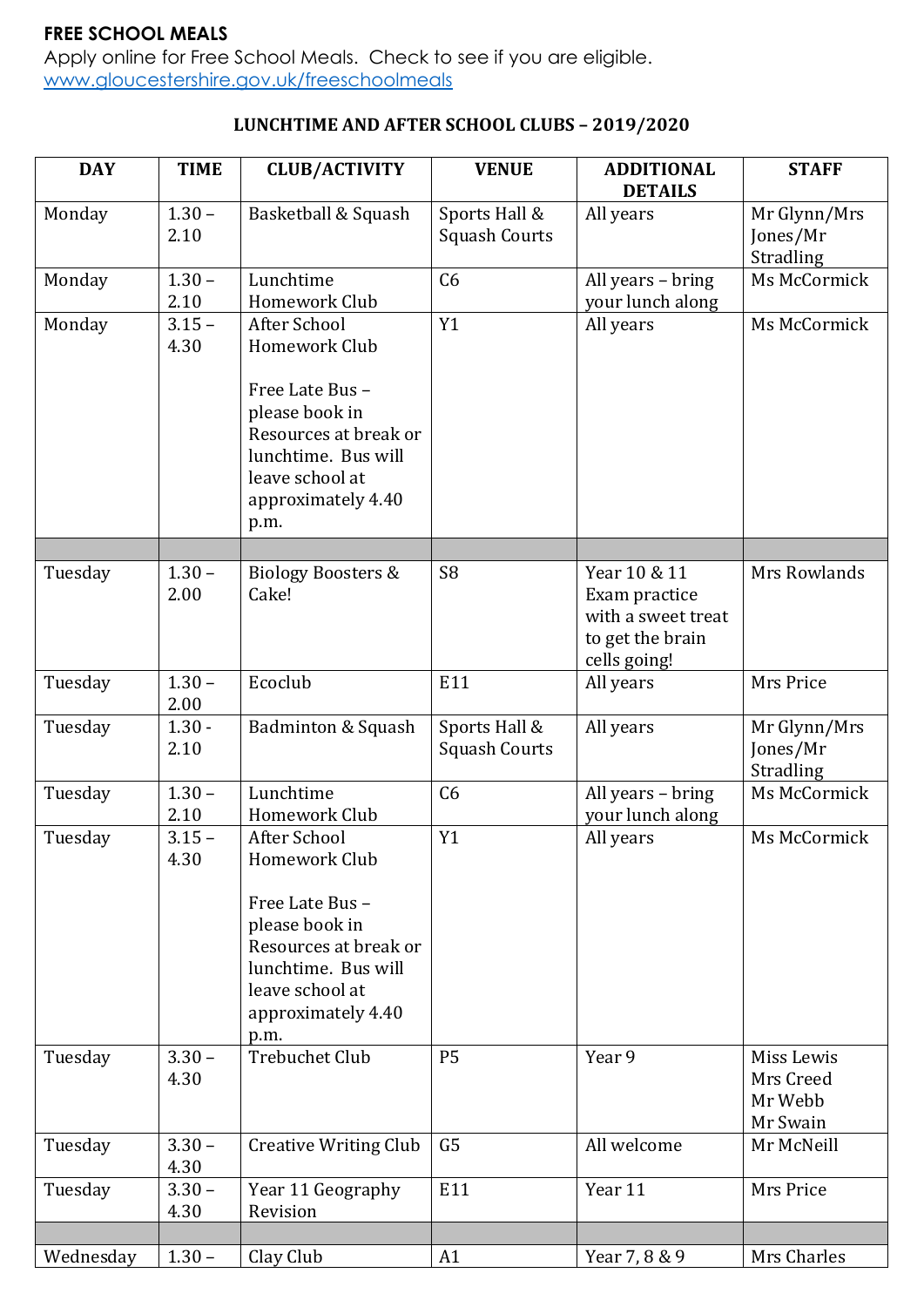**FREE SCHOOL MEALS**
Apply online for Free School Meals. Check to see if you are eligible.
[www.gloucestershire.gov.uk/freeschoolmeals](www.gloucestershire.gov.uk/freeschoolmeals)

**LUNCHTIME AND AFTER SCHOOL CLUBS – 2019/2020**

| DAY | TIME | CLUB/ACTIVITY | VENUE | ADDITIONAL DETAILS | STAFF |
|---|---|---|---|---|---|
| Monday | 1.30 – 2.10 | Basketball & Squash | Sports Hall & Squash Courts | All years | Mr Glynn/Mrs Jones/Mr Stradling |
| Monday | 1.30 – 2.10 | Lunchtime Homework Club | C6 | All years – bring your lunch along | Ms McCormick |
| Monday | 3.15 – 4.30 | After School Homework Club<br><br>Free Late Bus – please book in Resources at break or lunchtime. Bus will leave school at approximately 4.40 p.m. | Y1 | All years | Ms McCormick |
| | | | | | |
| Tuesday | 1.30 – 2.00 | Biology Boosters & Cake! | S8 | Year 10 & 11 Exam practice with a sweet treat to get the brain cells going! | Mrs Rowlands |
| Tuesday | 1.30 – 2.00 | Ecoclub | E11 | All years | Mrs Price |
| Tuesday | 1.30 - 2.10 | Badminton & Squash | Sports Hall & Squash Courts | All years | Mr Glynn/Mrs Jones/Mr Stradling |
| Tuesday | 1.30 – 2.10 | Lunchtime Homework Club | C6 | All years – bring your lunch along | Ms McCormick |
| Tuesday | 3.15 – 4.30 | After School Homework Club<br><br>Free Late Bus – please book in Resources at break or lunchtime. Bus will leave school at approximately 4.40 p.m. | Y1 | All years | Ms McCormick |
| Tuesday | 3.30 – 4.30 | Trebuchet Club | P5 | Year 9 | Miss Lewis<br>Mrs Creed<br>Mr Webb<br>Mr Swain |
| Tuesday | 3.30 – 4.30 | Creative Writing Club | G5 | All welcome | Mr McNeill |
| Tuesday | 3.30 – 4.30 | Year 11 Geography Revision | E11 | Year 11 | Mrs Price |
| | | | | | |
| Wednesday | 1.30 – | Clay Club | A1 | Year 7, 8 & 9 | Mrs Charles |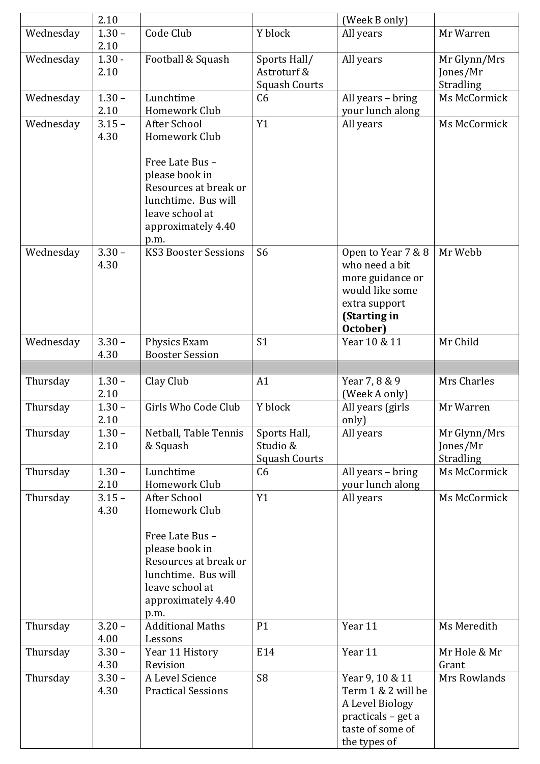| | 2.10 | | | (Week B only) | |
|---|---|---|---|---|---|
| Wednesday | 1.30 – 2.10 | Code Club | Y block | All years | Mr Warren |
| Wednesday | 1.30 - 2.10 | Football & Squash | Sports Hall/ Astroturf & Squash Courts | All years | Mr Glynn/Mrs Jones/Mr Stradling |
| Wednesday | 1.30 – 2.10 | Lunchtime Homework Club | C6 | All years – bring your lunch along | Ms McCormick |
| Wednesday | 3.15 – 4.30 | After School Homework Club<br><br>Free Late Bus – please book in Resources at break or lunchtime. Bus will leave school at approximately 4.40 p.m. | Y1 | All years | Ms McCormick |
| Wednesday | 3.30 – 4.30 | KS3 Booster Sessions | S6 | Open to Year 7 & 8 who need a bit more guidance or would like some extra support **(Starting in October)** | Mr Webb |
| Wednesday | 3.30 – 4.30 | Physics Exam Booster Session | S1 | Year 10 & 11 | Mr Child |
| | | | | | |
| Thursday | 1.30 – 2.10 | Clay Club | A1 | Year 7, 8 & 9 (Week A only) | Mrs Charles |
| Thursday | 1.30 – 2.10 | Girls Who Code Club | Y block | All years (girls only) | Mr Warren |
| Thursday | 1.30 – 2.10 | Netball, Table Tennis & Squash | Sports Hall, Studio & Squash Courts | All years | Mr Glynn/Mrs Jones/Mr Stradling |
| Thursday | 1.30 – 2.10 | Lunchtime Homework Club | C6 | All years – bring your lunch along | Ms McCormick |
| Thursday | 3.15 – 4.30 | After School Homework Club<br><br>Free Late Bus – please book in Resources at break or lunchtime. Bus will leave school at approximately 4.40 p.m. | Y1 | All years | Ms McCormick |
| Thursday | 3.20 – 4.00 | Additional Maths Lessons | P1 | Year 11 | Ms Meredith |
| Thursday | 3.30 – 4.30 | Year 11 History Revision | E14 | Year 11 | Mr Hole & Mr Grant |
| Thursday | 3.30 – 4.30 | A Level Science Practical Sessions | S8 | Year 9, 10 & 11 Term 1 & 2 will be A Level Biology practicals – get a taste of some of the types of | Mrs Rowlands |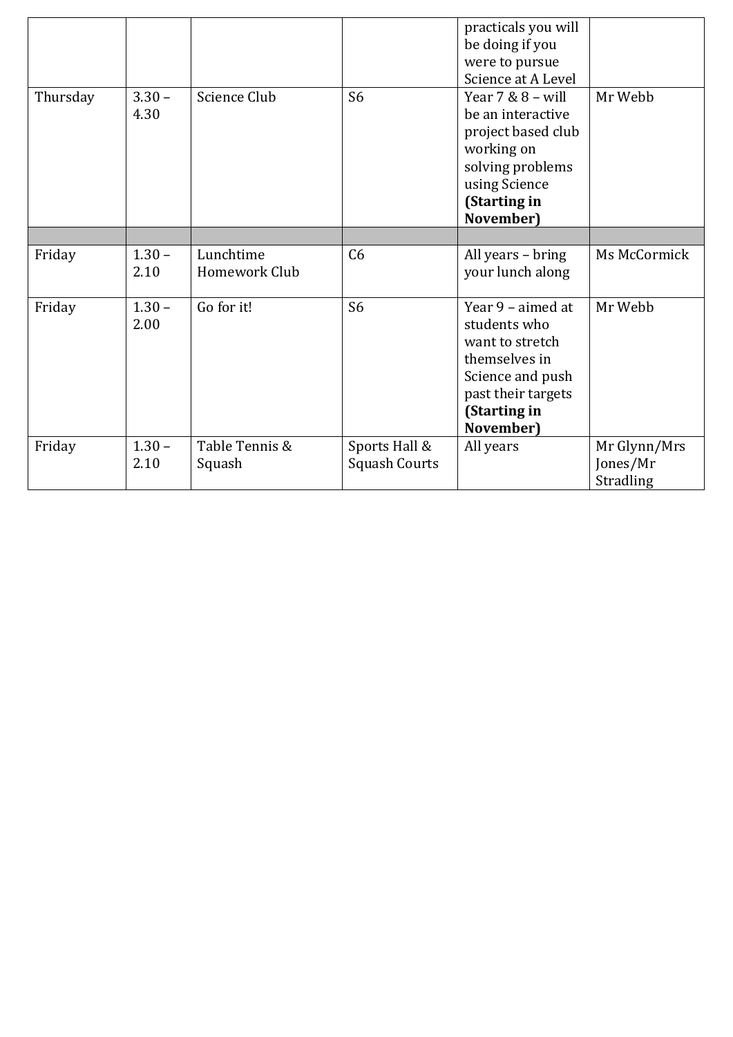| | | | | | |
|---|---|---|---|---|---|
| | | | | practicals you will be doing if you were to pursue Science at A Level | |
| Thursday | 3.30 – 4.30 | Science Club | S6 | Year 7 & 8 – will be an interactive project based club working on solving problems using Science **(Starting in November)** | Mr Webb |
| | | | | | |
| Friday | 1.30 – 2.10 | Lunchtime Homework Club | C6 | All years – bring your lunch along | Ms McCormick |
| Friday | 1.30 – 2.00 | Go for it! | S6 | Year 9 – aimed at students who want to stretch themselves in Science and push past their targets **(Starting in November)** | Mr Webb |
| Friday | 1.30 – 2.10 | Table Tennis & Squash | Sports Hall & Squash Courts | All years | Mr Glynn/Mrs Jones/Mr Stradling |